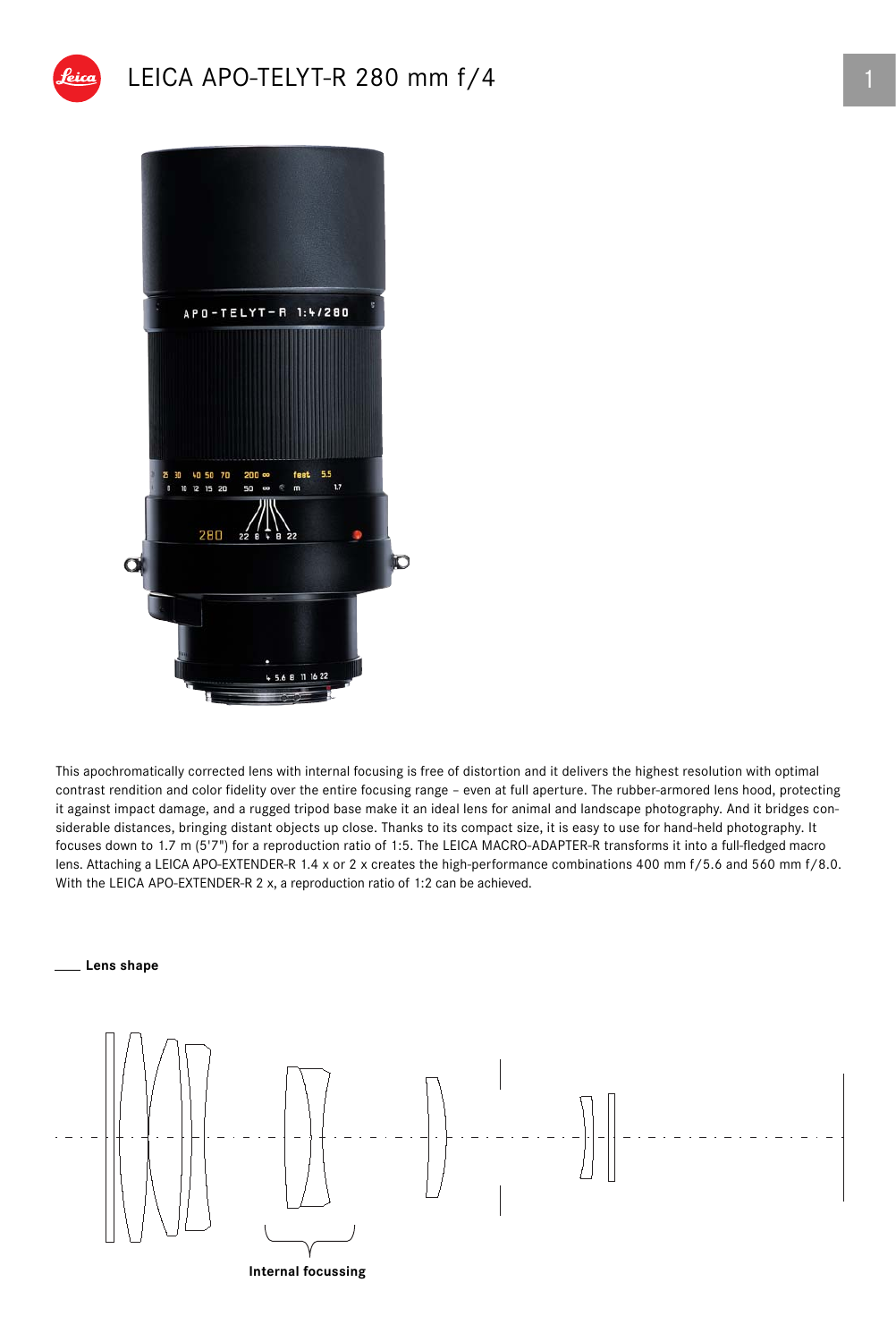# LEICA APO-TELYT-R 280 mm f/4

This apochromatically corrected lens with internal focusing is free of distortion and it delivers the highest resolution with optimal contrast rendition and color fidelity over the entire focusing range – even at full aperture. The rubber-armored lens hood, protecting it against impact damage, and a rugged tripod base make it an ideal lens for animal and landscape photography. And it bridges considerable distances, bringing distant objects up close. Thanks to its compact size, it is easy to use for hand-held photography. It focuses down to 1.7 m (5'7") for a reproduction ratio of 1:5. The LEICA MACRO-ADAPTER-R transforms it into a full-fledged macro lens. Attaching a LEICA APO-EXTENDER-R 1.4 x or 2 x creates the high-performance combinations 400 mm f/5.6 and 560 mm f/8.0. With the LEICA APO-EXTENDER-R 2 x, a reproduction ratio of 1:2 can be achieved.

## Lens shape

Internal focussing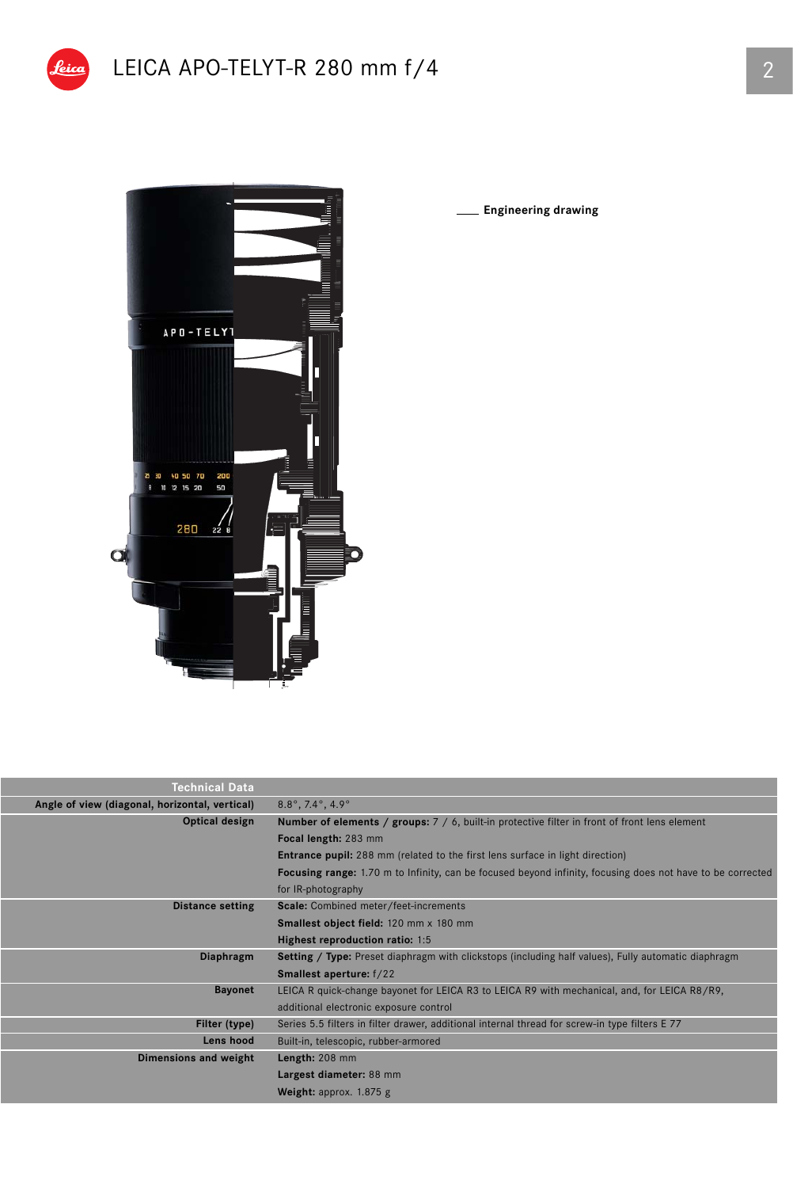# LEICA APO-TELYT-R 280 mm f/4

Engineering drawing

| Technical Data | |
|---|---|
| Angle of view (diagonal, horizontal, vertical) | 8.8°, 7.4°, 4.9° |
| Optical design | **Number of elements / groups:** 7 / 6, built-in protective filter in front of front lens element<br>**Focal length:** 283 mm<br>**Entrance pupil:** 288 mm (related to the first lens surface in light direction)<br>**Focusing range:** 1.70 m to Infinity, can be focused beyond infinity, focusing does not have to be corrected for IR-photography |
| Distance setting | **Scale:** Combined meter/feet-increments<br>**Smallest object field:** 120 mm x 180 mm<br>**Highest reproduction ratio:** 1:5 |
| Diaphragm | **Setting / Type:** Preset diaphragm with clickstops (including half values), Fully automatic diaphragm<br>**Smallest aperture:** f/22 |
| Bayonet | LEICA R quick-change bayonet for LEICA R3 to LEICA R9 with mechanical, and, for LEICA R8/R9, additional electronic exposure control |
| Filter (type) | Series 5.5 filters in filter drawer, additional internal thread for screw-in type filters E 77 |
| Lens hood | Built-in, telescopic, rubber-armored |
| Dimensions and weight | **Length:** 208 mm<br>**Largest diameter:** 88 mm<br>**Weight:** approx. 1.875 g |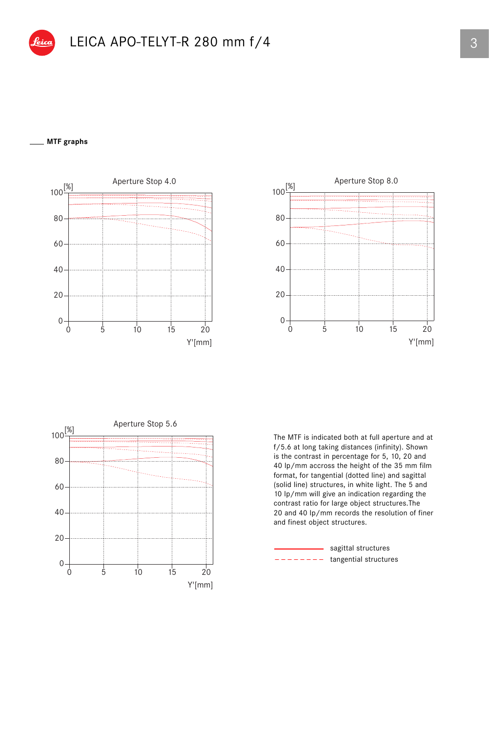# LEICA APO-TELYT-R 280 mm f/4

## MTF graphs

Aperture Stop 4.0

Aperture Stop 8.0

Aperture Stop 5.6

The MTF is indicated both at full aperture and at f/5.6 at long taking distances (infinity). Shown is the contrast in percentage for 5, 10, 20 and 40 lp/mm accross the height of the 35 mm film format, for tangential (dotted line) and sagittal (solid line) structures, in white light. The 5 and 10 lp/mm will give an indication regarding the contrast ratio for large object structures.The 20 and 40 lp/mm records the resolution of finer and finest object structures.

sagittal structures

tangential structures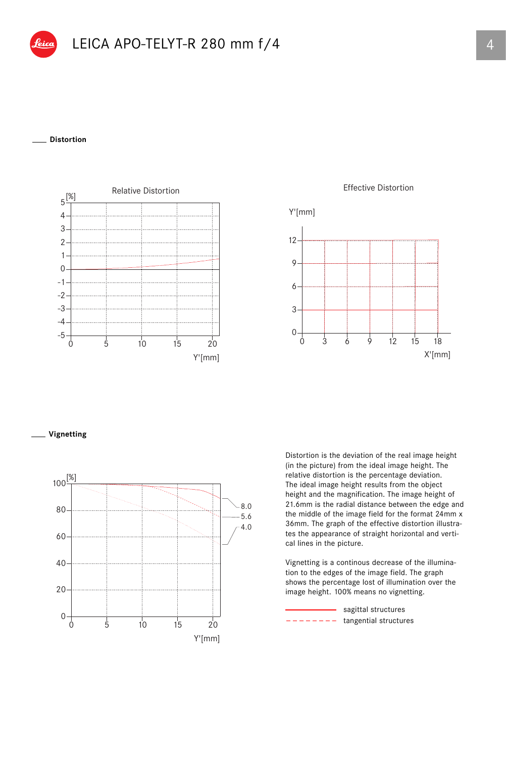# LEICA APO-TELYT-R 280 mm f/4

## Distortion

Relative Distortion

[%]

Y'[mm]

Effective Distortion

Y'[mm]

X'[mm]

## Vignetting

[%]

Y'[mm]

8.0

5.6

4.0

Distortion is the deviation of the real image height (in the picture) from the ideal image height. The relative distortion is the percentage deviation. The ideal image height results from the object height and the magnification. The image height of 21.6mm is the radial distance between the edge and the middle of the image field for the format 24mm x 36mm. The graph of the effective distortion illustrates the appearance of straight horizontal and vertical lines in the picture.

Vignetting is a continous decrease of the illumination to the edges of the image field. The graph shows the percentage lost of illumination over the image height. 100% means no vignetting.

sagittal structures

tangential structures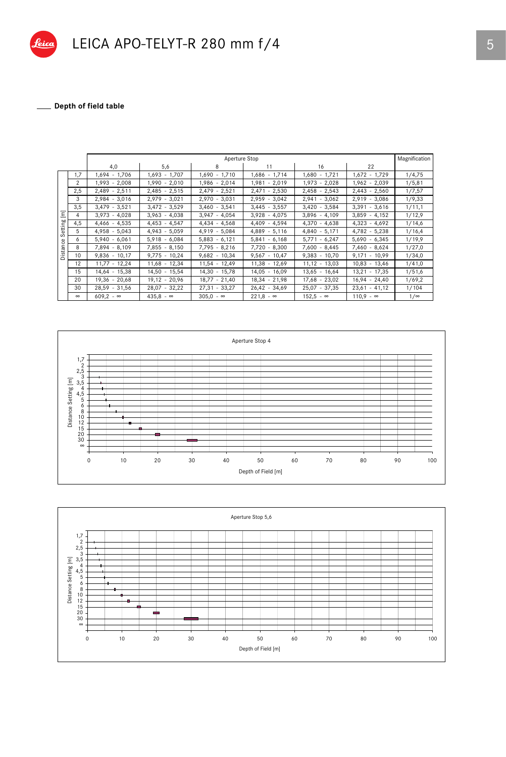# LEICA APO-TELYT-R 280 mm f/4

## Depth of field table

| Distance Setting [m] | Aperture Stop 4,0 | 5,6 | 8 | 11 | 16 | 22 | Magnification |
|---|---|---|---|---|---|---|---|
| 1,7 | 1,694 - 1,706 | 1,693 - 1,707 | 1,690 - 1,710 | 1,686 - 1,714 | 1,680 - 1,721 | 1,672 - 1,729 | 1/4,75 |
| 2 | 1,993 - 2,008 | 1,990 - 2,010 | 1,986 - 2,014 | 1,981 - 2,019 | 1,973 - 2,028 | 1,962 - 2,039 | 1/5,81 |
| 2,5 | 2,489 - 2,511 | 2,485 - 2,515 | 2,479 - 2,521 | 2,471 - 2,530 | 2,458 - 2,543 | 2,443 - 2,560 | 1/7,57 |
| 3 | 2,984 - 3,016 | 2,979 - 3,021 | 2,970 - 3,031 | 2,959 - 3,042 | 2,941 - 3,062 | 2,919 - 3,086 | 1/9,33 |
| 3,5 | 3,479 - 3,521 | 3,472 - 3,529 | 3,460 - 3,541 | 3,445 - 3,557 | 3,420 - 3,584 | 3,391 - 3,616 | 1/11,1 |
| 4 | 3,973 - 4,028 | 3,963 - 4,038 | 3,947 - 4,054 | 3,928 - 4,075 | 3,896 - 4,109 | 3,859 - 4,152 | 1/12,9 |
| 4,5 | 4,466 - 4,535 | 4,453 - 4,547 | 4,434 - 4,568 | 4,409 - 4,594 | 4,370 - 4,638 | 4,323 - 4,692 | 1/14,6 |
| 5 | 4,958 - 5,043 | 4,943 - 5,059 | 4,919 - 5,084 | 4,889 - 5,116 | 4,840 - 5,171 | 4,782 - 5,238 | 1/16,4 |
| 6 | 5,940 - 6,061 | 5,918 - 6,084 | 5,883 - 6,121 | 5,841 - 6,168 | 5,771 - 6,247 | 5,690 - 6,345 | 1/19,9 |
| 8 | 7,894 - 8,109 | 7,855 - 8,150 | 7,795 - 8,216 | 7,720 - 8,300 | 7,600 - 8,445 | 7,460 - 8,624 | 1/27,0 |
| 10 | 9,836 - 10,17 | 9,775 - 10,24 | 9,682 - 10,34 | 9,567 - 10,47 | 9,383 - 10,70 | 9,171 - 10,99 | 1/34,0 |
| 12 | 11,77 - 12,24 | 11,68 - 12,34 | 11,54 - 12,49 | 11,38 - 12,69 | 11,12 - 13,03 | 10,83 - 13,46 | 1/41,0 |
| 15 | 14,64 - 15,38 | 14,50 - 15,54 | 14,30 - 15,78 | 14,05 - 16,09 | 13,65 - 16,64 | 13,21 - 17,35 | 1/51,6 |
| 20 | 19,36 - 20,68 | 19,12 - 20,96 | 18,77 - 21,40 | 18,34 - 21,98 | 17,68 - 23,02 | 16,94 - 24,40 | 1/69,2 |
| 30 | 28,59 - 31,56 | 28,07 - 32,22 | 27,31 - 33,27 | 26,42 - 34,69 | 25,07 - 37,35 | 23,61 - 41,12 | 1/104 |
| ∞ | 609,2 - ∞ | 435,8 - ∞ | 305,0 - ∞ | 221,8 - ∞ | 152,5 - ∞ | 110,9 - ∞ | 1/∞ |

Aperture Stop 4

Aperture Stop 5,6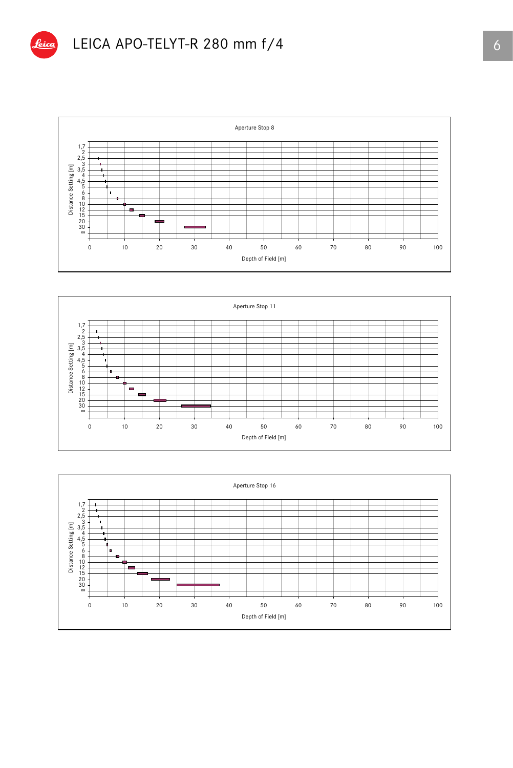# LEICA APO-TELYT-R 280 mm f/4

Aperture Stop 8

Distance Setting [m]: 1,7 · 2 · 2,5 · 3 · 3,5 · 4 · 4,5 · 5 · 6 · 8 · 10 · 12 · 15 · 20 · 30 · ∞

Depth of Field [m]: 0 · 10 · 20 · 30 · 40 · 50 · 60 · 70 · 80 · 90 · 100

Aperture Stop 11

Distance Setting [m]: 1,7 · 2 · 2,5 · 3 · 3,5 · 4 · 4,5 · 5 · 6 · 8 · 10 · 12 · 15 · 20 · 30 · ∞

Depth of Field [m]: 0 · 10 · 20 · 30 · 40 · 50 · 60 · 70 · 80 · 90 · 100

Aperture Stop 16

Distance Setting [m]: 1,7 · 2 · 2,5 · 3 · 3,5 · 4 · 4,5 · 5 · 6 · 8 · 10 · 12 · 15 · 20 · 30 · ∞

Depth of Field [m]: 0 · 10 · 20 · 30 · 40 · 50 · 60 · 70 · 80 · 90 · 100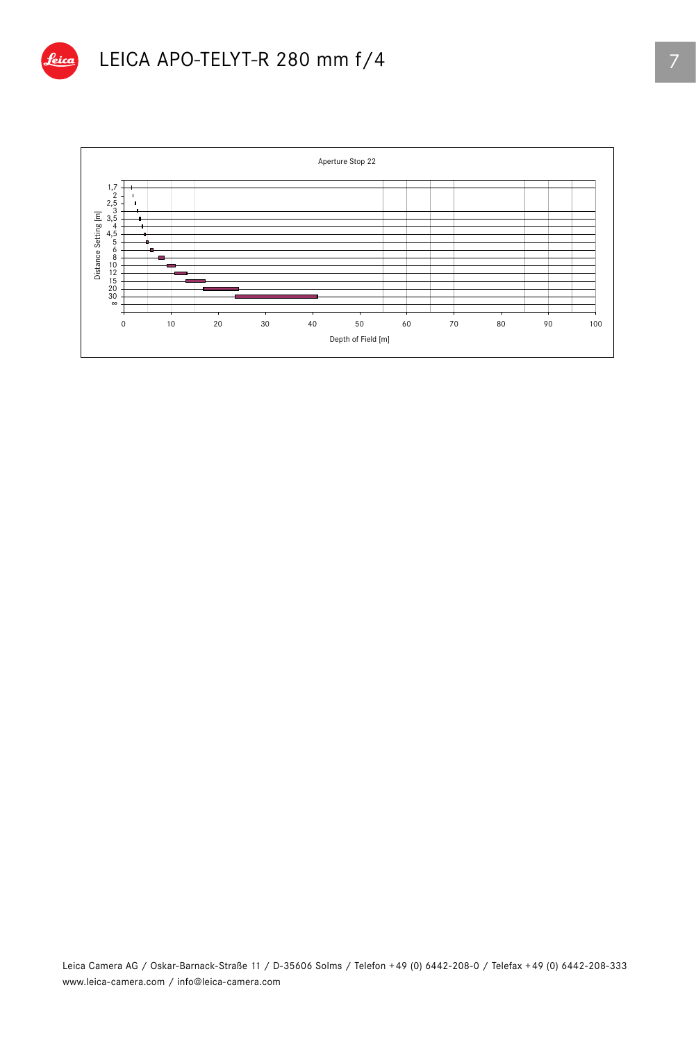# LEICA APO-TELYT-R 280 mm f/4

Aperture Stop 22

Distance Setting [m]

1,7
2
2,5
3
3,5
4
4,5
5
6
8
10
12
15
20
30
∞

0 10 20 30 40 50 60 70 80 90 100

Depth of Field [m]

Leica Camera AG / Oskar-Barnack-Straße 11 / D-35606 Solms / Telefon +49 (0) 6442-208-0 / Telefax +49 (0) 6442-208-333
www.leica-camera.com / info@leica-camera.com